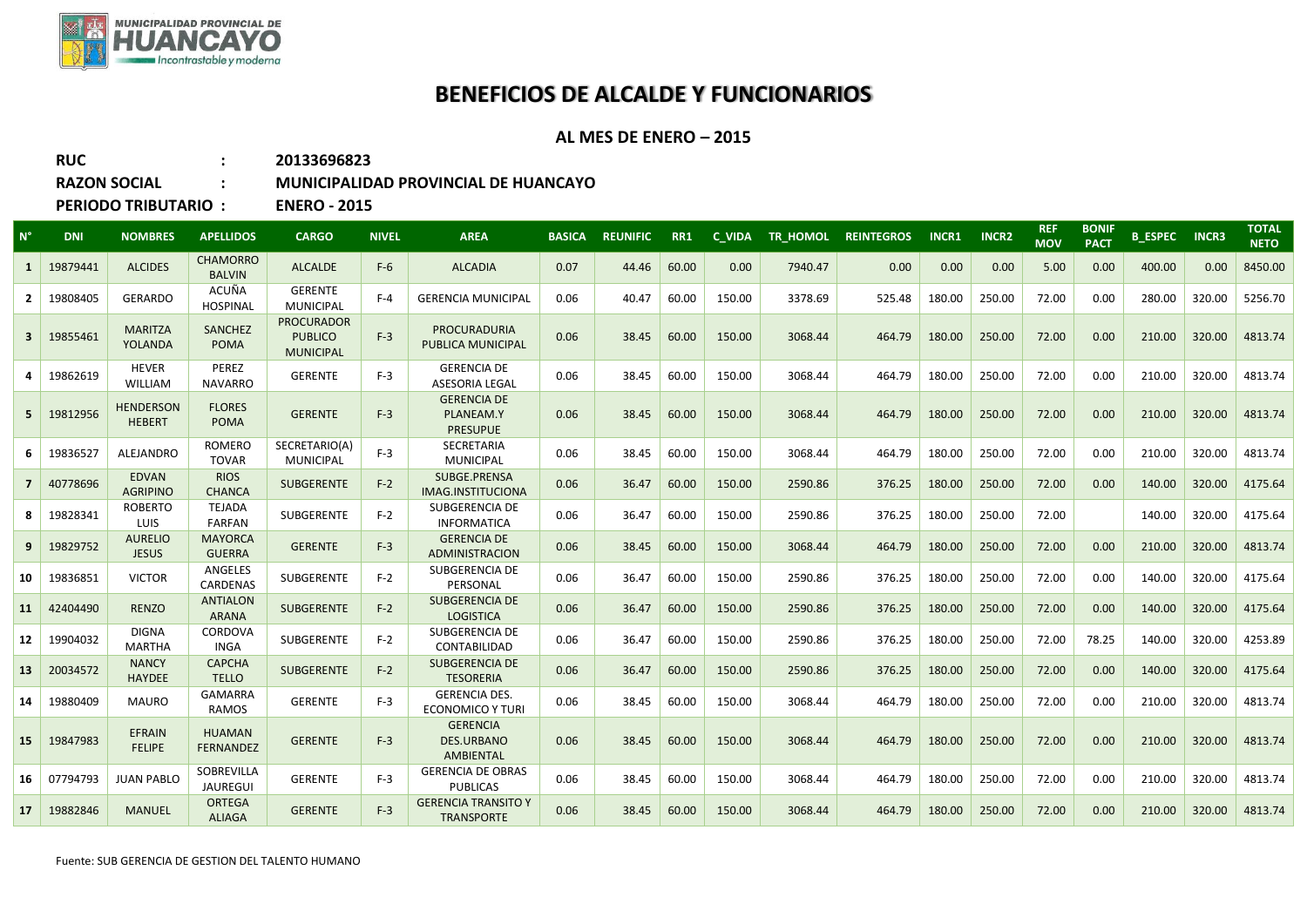# BENEFICIOS DE ALCALDE Y FUNCIONARIOS

**AL MES DE ENERO – 2015**

**RUC :** 20133696823

**RAZON SOCIAL :** MUNICIPALIDAD PROVINCIAL DE HUANCAYO

**PERIODO TRIBUTARIO :** ENERO - 2015

| N° | DNI | NOMBRES | APELLIDOS | CARGO | NIVEL | AREA | BASICA | REUNIFIC | RR1 | C_VIDA | TR_HOMOL | REINTEGROS | INCR1 | INCR2 | REF MOV | BONIF PACT | B_ESPEC | INCR3 | TOTAL NETO |
|---|---|---|---|---|---|---|---|---|---|---|---|---|---|---|---|---|---|---|---|
| 1 | 19879441 | ALCIDES | CHAMORRO BALVIN | ALCALDE | F-6 | ALCADIA | 0.07 | 44.46 | 60.00 | 0.00 | 7940.47 | 0.00 | 0.00 | 0.00 | 5.00 | 0.00 | 400.00 | 0.00 | 8450.00 |
| 2 | 19808405 | GERARDO | ACUÑA HOSPINAL | GERENTE MUNICIPAL | F-4 | GERENCIA MUNICIPAL | 0.06 | 40.47 | 60.00 | 150.00 | 3378.69 | 525.48 | 180.00 | 250.00 | 72.00 | 0.00 | 280.00 | 320.00 | 5256.70 |
| 3 | 19855461 | MARITZA YOLANDA | SANCHEZ POMA | PROCURADOR PUBLICO MUNICIPAL | F-3 | PROCURADURIA PUBLICA MUNICIPAL | 0.06 | 38.45 | 60.00 | 150.00 | 3068.44 | 464.79 | 180.00 | 250.00 | 72.00 | 0.00 | 210.00 | 320.00 | 4813.74 |
| 4 | 19862619 | HEVER WILLIAM | PEREZ NAVARRO | GERENTE | F-3 | GERENCIA DE ASESORIA LEGAL | 0.06 | 38.45 | 60.00 | 150.00 | 3068.44 | 464.79 | 180.00 | 250.00 | 72.00 | 0.00 | 210.00 | 320.00 | 4813.74 |
| 5 | 19812956 | HENDERSON HEBERT | FLORES POMA | GERENTE | F-3 | GERENCIA DE PLANEAM.Y PRESUPUE | 0.06 | 38.45 | 60.00 | 150.00 | 3068.44 | 464.79 | 180.00 | 250.00 | 72.00 | 0.00 | 210.00 | 320.00 | 4813.74 |
| 6 | 19836527 | ALEJANDRO | ROMERO TOVAR | SECRETARIO(A) MUNICIPAL | F-3 | SECRETARIA MUNICIPAL | 0.06 | 38.45 | 60.00 | 150.00 | 3068.44 | 464.79 | 180.00 | 250.00 | 72.00 | 0.00 | 210.00 | 320.00 | 4813.74 |
| 7 | 40778696 | EDVAN AGRIPINO | RIOS CHANCA | SUBGERENTE | F-2 | SUBGE.PRENSA IMAG.INSTITUCIONA | 0.06 | 36.47 | 60.00 | 150.00 | 2590.86 | 376.25 | 180.00 | 250.00 | 72.00 | 0.00 | 140.00 | 320.00 | 4175.64 |
| 8 | 19828341 | ROBERTO LUIS | TEJADA FARFAN | SUBGERENTE | F-2 | SUBGERENCIA DE INFORMATICA | 0.06 | 36.47 | 60.00 | 150.00 | 2590.86 | 376.25 | 180.00 | 250.00 | 72.00 | | 140.00 | 320.00 | 4175.64 |
| 9 | 19829752 | AURELIO JESUS | MAYORCA GUERRA | GERENTE | F-3 | GERENCIA DE ADMINISTRACION | 0.06 | 38.45 | 60.00 | 150.00 | 3068.44 | 464.79 | 180.00 | 250.00 | 72.00 | 0.00 | 210.00 | 320.00 | 4813.74 |
| 10 | 19836851 | VICTOR | ANGELES CARDENAS | SUBGERENTE | F-2 | SUBGERENCIA DE PERSONAL | 0.06 | 36.47 | 60.00 | 150.00 | 2590.86 | 376.25 | 180.00 | 250.00 | 72.00 | 0.00 | 140.00 | 320.00 | 4175.64 |
| 11 | 42404490 | RENZO | ANTIALON ARANA | SUBGERENTE | F-2 | SUBGERENCIA DE LOGISTICA | 0.06 | 36.47 | 60.00 | 150.00 | 2590.86 | 376.25 | 180.00 | 250.00 | 72.00 | 0.00 | 140.00 | 320.00 | 4175.64 |
| 12 | 19904032 | DIGNA MARTHA | CORDOVA INGA | SUBGERENTE | F-2 | SUBGERENCIA DE CONTABILIDAD | 0.06 | 36.47 | 60.00 | 150.00 | 2590.86 | 376.25 | 180.00 | 250.00 | 72.00 | 78.25 | 140.00 | 320.00 | 4253.89 |
| 13 | 20034572 | NANCY HAYDEE | CAPCHA TELLO | SUBGERENTE | F-2 | SUBGERENCIA DE TESORERIA | 0.06 | 36.47 | 60.00 | 150.00 | 2590.86 | 376.25 | 180.00 | 250.00 | 72.00 | 0.00 | 140.00 | 320.00 | 4175.64 |
| 14 | 19880409 | MAURO | GAMARRA RAMOS | GERENTE | F-3 | GERENCIA DES. ECONOMICO Y TURI | 0.06 | 38.45 | 60.00 | 150.00 | 3068.44 | 464.79 | 180.00 | 250.00 | 72.00 | 0.00 | 210.00 | 320.00 | 4813.74 |
| 15 | 19847983 | EFRAIN FELIPE | HUAMAN FERNANDEZ | GERENTE | F-3 | GERENCIA DES.URBANO AMBIENTAL | 0.06 | 38.45 | 60.00 | 150.00 | 3068.44 | 464.79 | 180.00 | 250.00 | 72.00 | 0.00 | 210.00 | 320.00 | 4813.74 |
| 16 | 07794793 | JUAN PABLO | SOBREVILLA JAUREGUI | GERENTE | F-3 | GERENCIA DE OBRAS PUBLICAS | 0.06 | 38.45 | 60.00 | 150.00 | 3068.44 | 464.79 | 180.00 | 250.00 | 72.00 | 0.00 | 210.00 | 320.00 | 4813.74 |
| 17 | 19882846 | MANUEL | ORTEGA ALIAGA | GERENTE | F-3 | GERENCIA TRANSITO Y TRANSPORTE | 0.06 | 38.45 | 60.00 | 150.00 | 3068.44 | 464.79 | 180.00 | 250.00 | 72.00 | 0.00 | 210.00 | 320.00 | 4813.74 |

Fuente: SUB GERENCIA DE GESTION DEL TALENTO HUMANO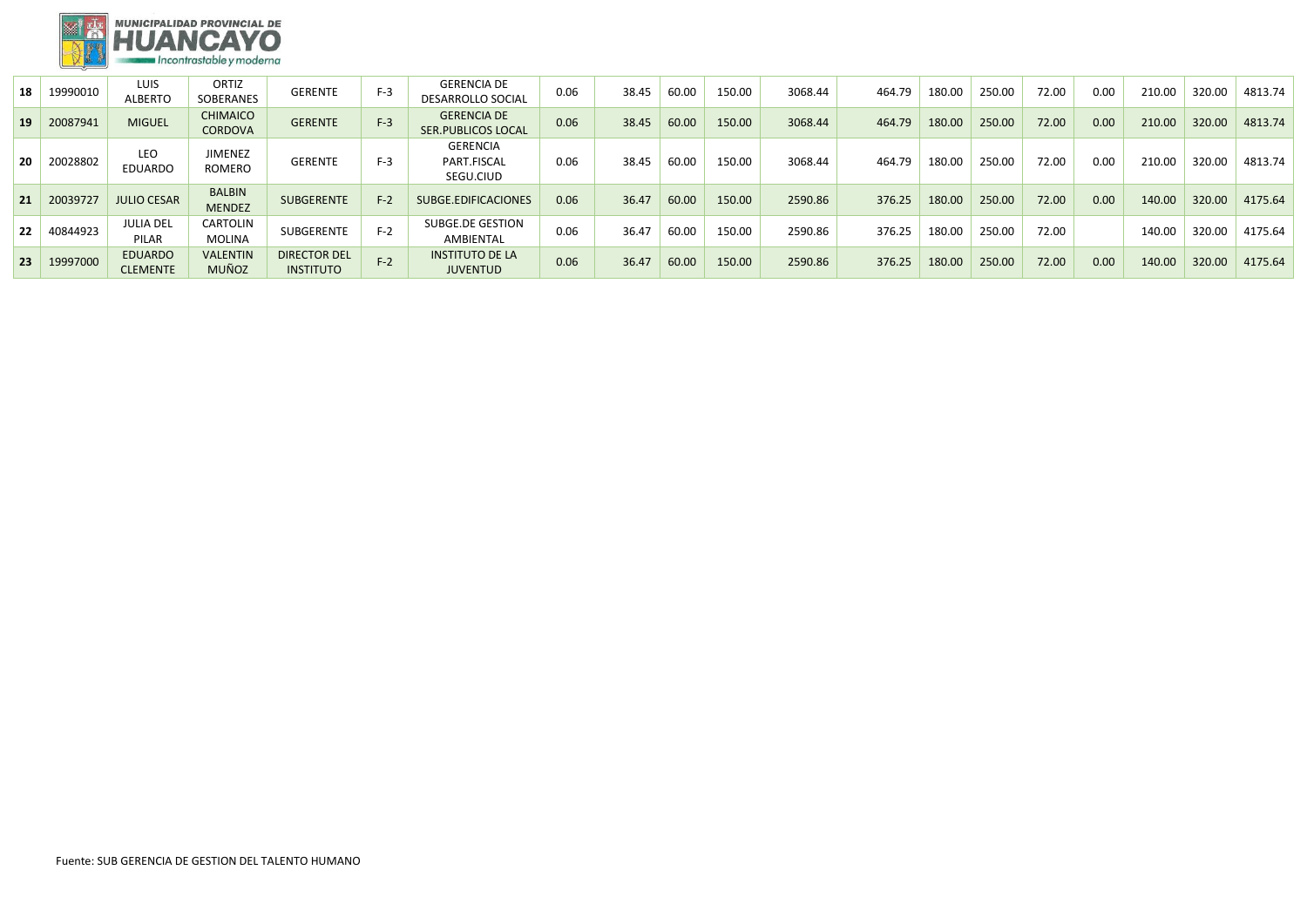| | | | | | | | | | | | | | | | | | | | |
|---|---|---|---|---|---|---|---|---|---|---|---|---|---|---|---|---|---|---|---|
| 18 | 19990010 | LUIS ALBERTO | ORTIZ SOBERANES | GERENTE | F-3 | GERENCIA DE DESARROLLO SOCIAL | 0.06 | 38.45 | 60.00 | 150.00 | 3068.44 | 464.79 | 180.00 | 250.00 | 72.00 | 0.00 | 210.00 | 320.00 | 4813.74 |
| 19 | 20087941 | MIGUEL | CHIMAICO CORDOVA | GERENTE | F-3 | GERENCIA DE SER.PUBLICOS LOCAL | 0.06 | 38.45 | 60.00 | 150.00 | 3068.44 | 464.79 | 180.00 | 250.00 | 72.00 | 0.00 | 210.00 | 320.00 | 4813.74 |
| 20 | 20028802 | LEO EDUARDO | JIMENEZ ROMERO | GERENTE | F-3 | GERENCIA PART.FISCAL SEGU.CIUD | 0.06 | 38.45 | 60.00 | 150.00 | 3068.44 | 464.79 | 180.00 | 250.00 | 72.00 | 0.00 | 210.00 | 320.00 | 4813.74 |
| 21 | 20039727 | JULIO CESAR | BALBIN MENDEZ | SUBGERENTE | F-2 | SUBGE.EDIFICACIONES | 0.06 | 36.47 | 60.00 | 150.00 | 2590.86 | 376.25 | 180.00 | 250.00 | 72.00 | 0.00 | 140.00 | 320.00 | 4175.64 |
| 22 | 40844923 | JULIA DEL PILAR | CARTOLIN MOLINA | SUBGERENTE | F-2 | SUBGE.DE GESTION AMBIENTAL | 0.06 | 36.47 | 60.00 | 150.00 | 2590.86 | 376.25 | 180.00 | 250.00 | 72.00 | | 140.00 | 320.00 | 4175.64 |
| 23 | 19997000 | EDUARDO CLEMENTE | VALENTIN MUÑOZ | DIRECTOR DEL INSTITUTO | F-2 | INSTITUTO DE LA JUVENTUD | 0.06 | 36.47 | 60.00 | 150.00 | 2590.86 | 376.25 | 180.00 | 250.00 | 72.00 | 0.00 | 140.00 | 320.00 | 4175.64 |

Fuente: SUB GERENCIA DE GESTION DEL TALENTO HUMANO